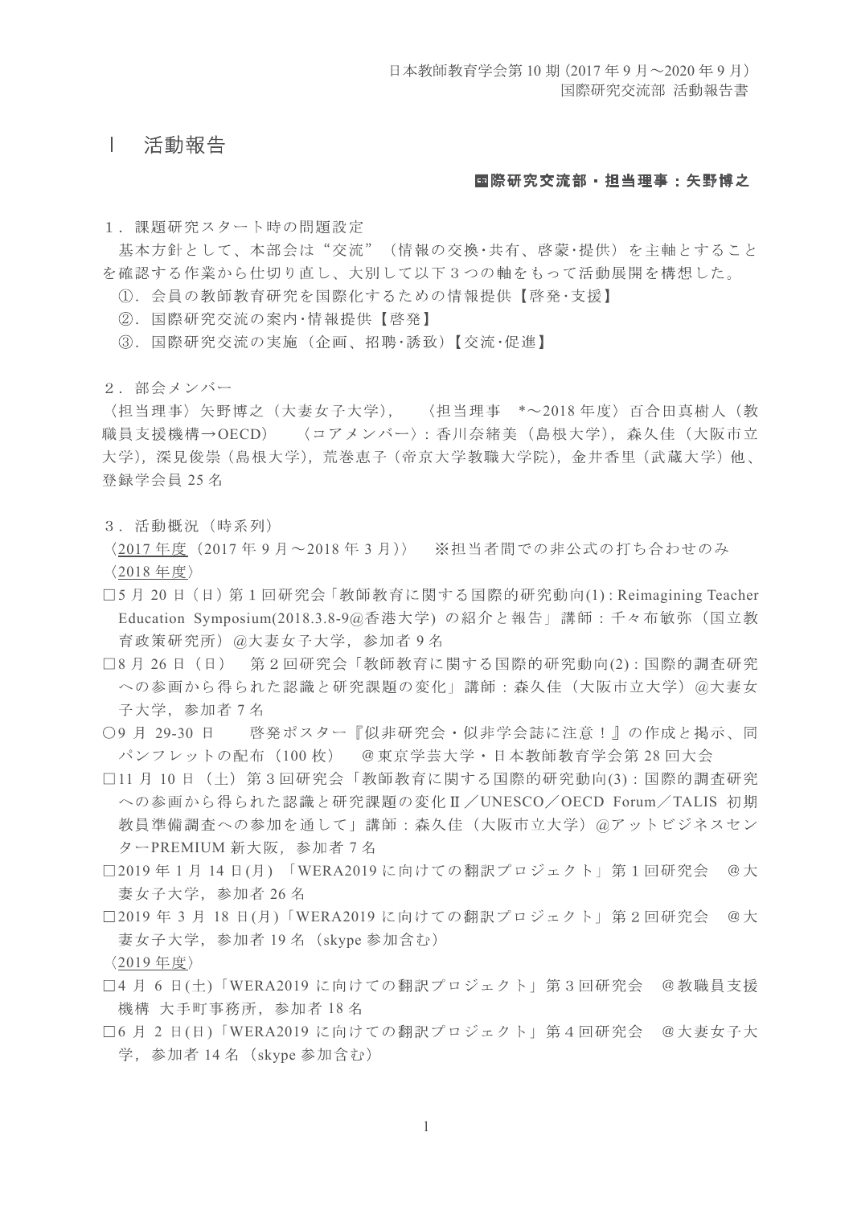日本教師教育学会第10期（2017年9月～2020年9月）
国際研究交流部 活動報告書

# Ⅰ　活動報告

**国際研究交流部・担当理事：矢野博之**

## １．課題研究スタート時の問題設定

基本方針として、本部会は“交流”（情報の交換･共有、啓蒙･提供）を主軸とすることを確認する作業から仕切り直し、大別して以下３つの軸をもって活動展開を構想した。

①．会員の教師教育研究を国際化するための情報提供【啓発･支援】

②．国際研究交流の案内･情報提供【啓発】

③．国際研究交流の実施（企画、招聘･誘致）【交流･促進】

## ２．部会メンバー

〈担当理事〉矢野博之（大妻女子大学），　〈担当理事　*～2018年度〉百合田真樹人（教職員支援機構→OECD）　〈コアメンバー〉：香川奈緒美（島根大学），森久佳（大阪市立大学），深見俊崇（島根大学），荒巻恵子（帝京大学教職大学院），金井香里（武蔵大学）他、登録学会員25名

## ３．活動概況（時系列）

〈2017年度（2017年9月～2018年3月)〉　※担当者間での非公式の打ち合わせのみ

〈2018年度〉

□5月20日（日）第1回研究会「教師教育に関する国際的研究動向(1) : Reimagining Teacher Education Symposium(2018.3.8-9@香港大学) の紹介と報告」講師：千々布敏弥（国立教育政策研究所）@大妻女子大学，参加者9名

□8月26日（日）　第2回研究会「教師教育に関する国際的研究動向(2) : 国際的調査研究への参画から得られた認識と研究課題の変化」講師：森久佳（大阪市立大学）@大妻女子大学，参加者7名

○9月29-30日　　啓発ポスター『似非研究会・似非学会誌に注意！』の作成と掲示、同パンフレットの配布（100枚）　@東京学芸大学・日本教師教育学会第28回大会

□11月10日（土）第3回研究会「教師教育に関する国際的研究動向(3) : 国際的調査研究への参画から得られた認識と研究課題の変化Ⅱ／UNESCO／OECD Forum／TALIS 初期教員準備調査への参加を通して」講師：森久佳（大阪市立大学）@アットビジネスセンターPREMIUM新大阪，参加者7名

□2019年1月14日(月)「WERA2019に向けての翻訳プロジェクト」第1回研究会　@大妻女子大学，参加者26名

□2019年3月18日(月)「WERA2019に向けての翻訳プロジェクト」第2回研究会　@大妻女子大学，参加者19名（skype参加含む）

〈2019年度〉

□4月6日(土)「WERA2019に向けての翻訳プロジェクト」第3回研究会　@教職員支援機構 大手町事務所，参加者18名

□6月2日(日)「WERA2019に向けての翻訳プロジェクト」第4回研究会　@大妻女子大学，参加者14名（skype参加含む）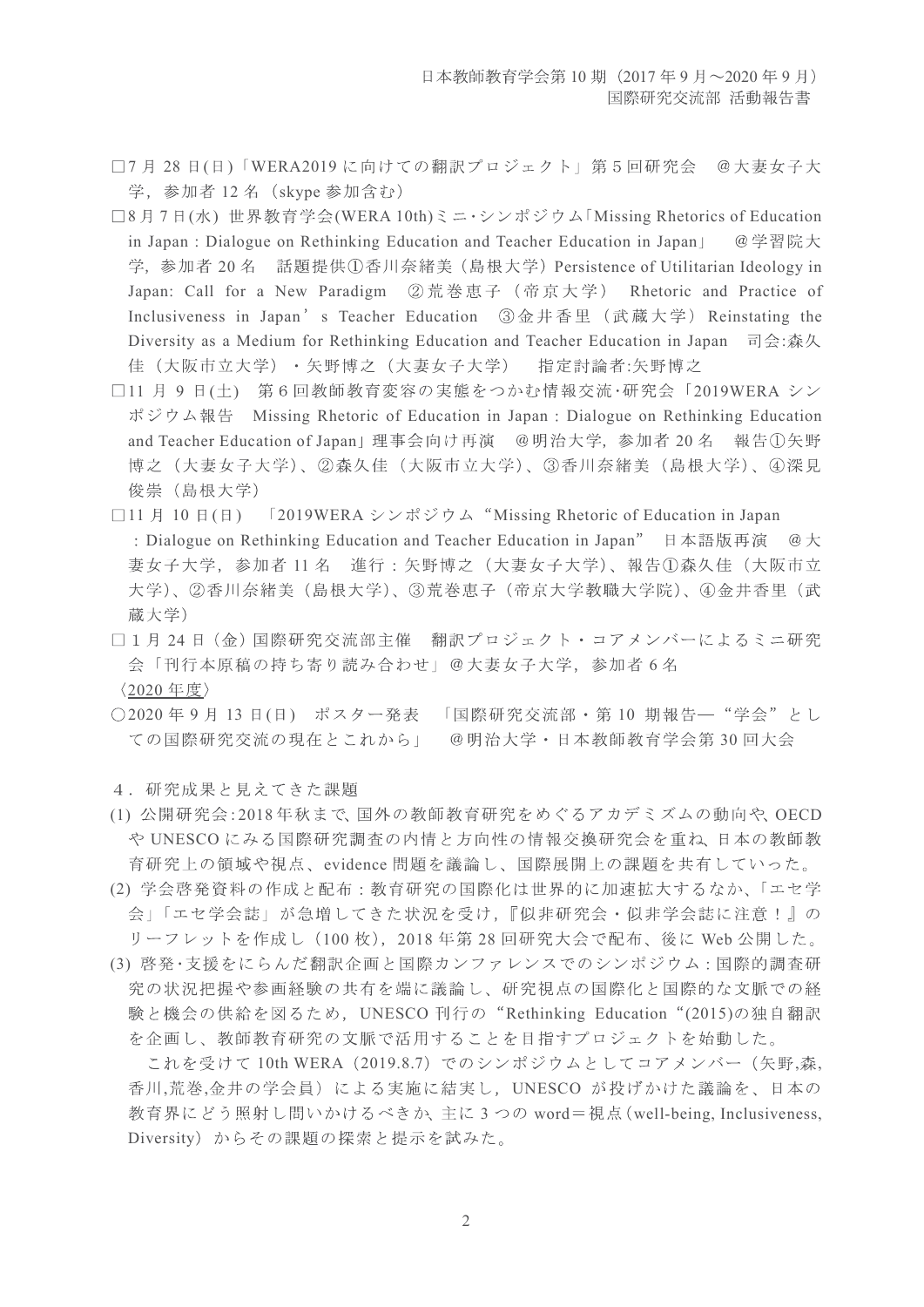□7 月 28 日(日)「WERA2019 に向けての翻訳プロジェクト」第 5 回研究会　@大妻女子大学，参加者 12 名（skype 参加含む）

□8 月 7 日(水) 世界教育学会(WERA 10th)ミニ･シンポジウム「Missing Rhetorics of Education in Japan : Dialogue on Rethinking Education and Teacher Education in Japan」　@学習院大学，参加者 20 名　話題提供①香川奈緒美（島根大学）Persistence of Utilitarian Ideology in Japan: Call for a New Paradigm　②荒巻恵子（帝京大学）　Rhetoric and Practice of Inclusiveness in Japan's Teacher Education　③金井香里（武蔵大学）Reinstating the Diversity as a Medium for Rethinking Education and Teacher Education in Japan　司会:森久佳（大阪市立大学）・矢野博之（大妻女子大学）　指定討論者:矢野博之

□11 月 9 日(土)　第 6 回教師教育変容の実態をつかむ情報交流･研究会「2019WERA シンポジウム報告　Missing Rhetoric of Education in Japan : Dialogue on Rethinking Education and Teacher Education of Japan」理事会向け再演　@明治大学，参加者 20 名　報告①矢野博之（大妻女子大学）、②森久佳（大阪市立大学）、③香川奈緒美（島根大学）、④深見俊崇（島根大学）

□11 月 10 日(日)　「2019WERA シンポジウム"Missing Rhetoric of Education in Japan : Dialogue on Rethinking Education and Teacher Education in Japan"　日本語版再演　@大妻女子大学，参加者 11 名　進行：矢野博之（大妻女子大学）、報告①森久佳（大阪市立大学）、②香川奈緒美（島根大学）、③荒巻恵子（帝京大学教職大学院）、④金井香里（武蔵大学）

□1 月 24 日（金）国際研究交流部主催　翻訳プロジェクト・コアメンバーによるミニ研究会「刊行本原稿の持ち寄り読み合わせ」@大妻女子大学，参加者 6 名

〈2020 年度〉

○2020 年 9 月 13 日(日)　ポスター発表　「国際研究交流部・第 10 期報告―"学会"としての国際研究交流の現在とこれから」　@明治大学・日本教師教育学会第 30 回大会

４．研究成果と見えてきた課題

(1) 公開研究会:2018 年秋まで、国外の教師教育研究をめぐるアカデミズムの動向や、OECD や UNESCO にみる国際研究調査の内情と方向性の情報交換研究会を重ね、日本の教師教育研究上の領域や視点、evidence 問題を議論し、国際展開上の課題を共有していった。

(2) 学会啓発資料の作成と配布：教育研究の国際化は世界的に加速拡大するなか、「エセ学会」「エセ学会誌」が急増してきた状況を受け，『似非研究会・似非学会誌に注意！』のリーフレットを作成し（100 枚），2018 年第 28 回研究大会で配布、後に Web 公開した。

(3) 啓発･支援をにらんだ翻訳企画と国際カンファレンスでのシンポジウム：国際的調査研究の状況把握や参画経験の共有を端に議論し、研究視点の国際化と国際的な文脈での経験と機会の供給を図るため，UNESCO 刊行の"Rethinking Education"(2015)の独自翻訳を企画し、教師教育研究の文脈で活用することを目指すプロジェクトを始動した。

　これを受けて 10th WERA（2019.8.7）でのシンポジウムとしてコアメンバー（矢野,森,香川,荒巻,金井の学会員）による実施に結実し，UNESCO が投げかけた議論を、日本の教育界にどう照射し問いかけるべきか、主に 3 つの word＝視点（well-being, Inclusiveness, Diversity）からその課題の探索と提示を試みた。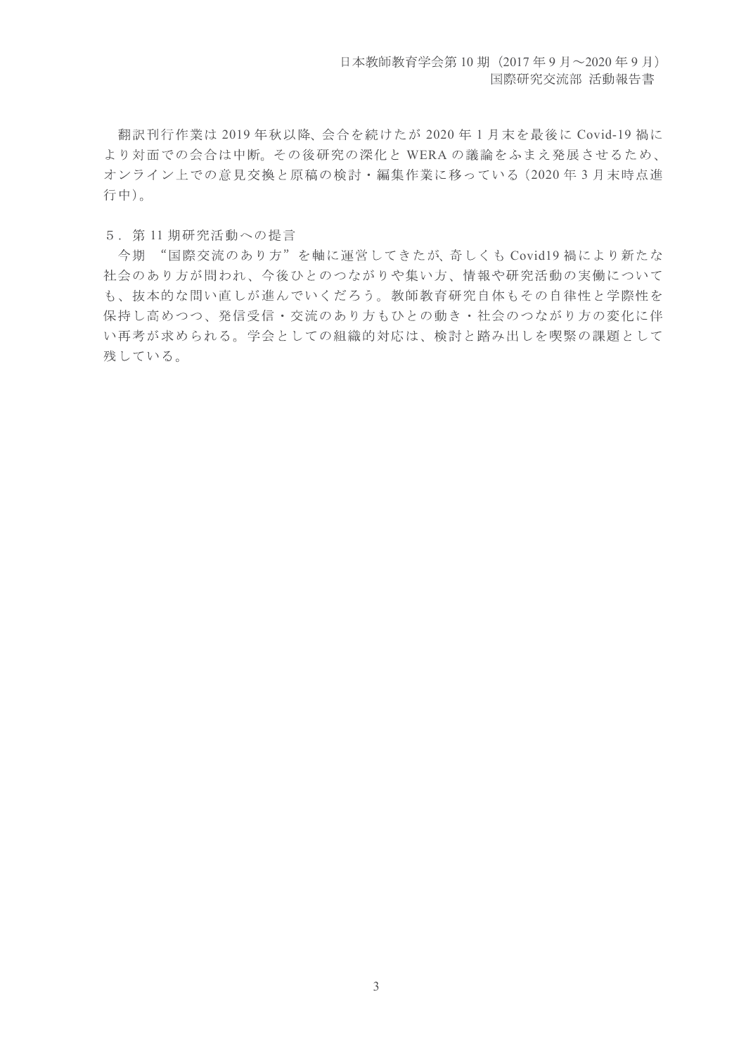翻訳刊行作業は 2019 年秋以降、会合を続けたが 2020 年 1 月末を最後に Covid-19 禍により対面での会合は中断。その後研究の深化と WERA の議論をふまえ発展させるため、オンライン上での意見交換と原稿の検討・編集作業に移っている（2020 年 3 月末時点進行中）。

５．第 11 期研究活動への提言

今期 “国際交流のあり方”を軸に運営してきたが、奇しくも Covid19 禍により新たな社会のあり方が問われ、今後ひとのつながりや集い方、情報や研究活動の実働についても、抜本的な問い直しが進んでいくだろう。教師教育研究自体もその自律性と学際性を保持し高めつつ、発信受信・交流のあり方もひとの動き・社会のつながり方の変化に伴い再考が求められる。学会としての組織的対応は、検討と踏み出しを喫緊の課題として残している。